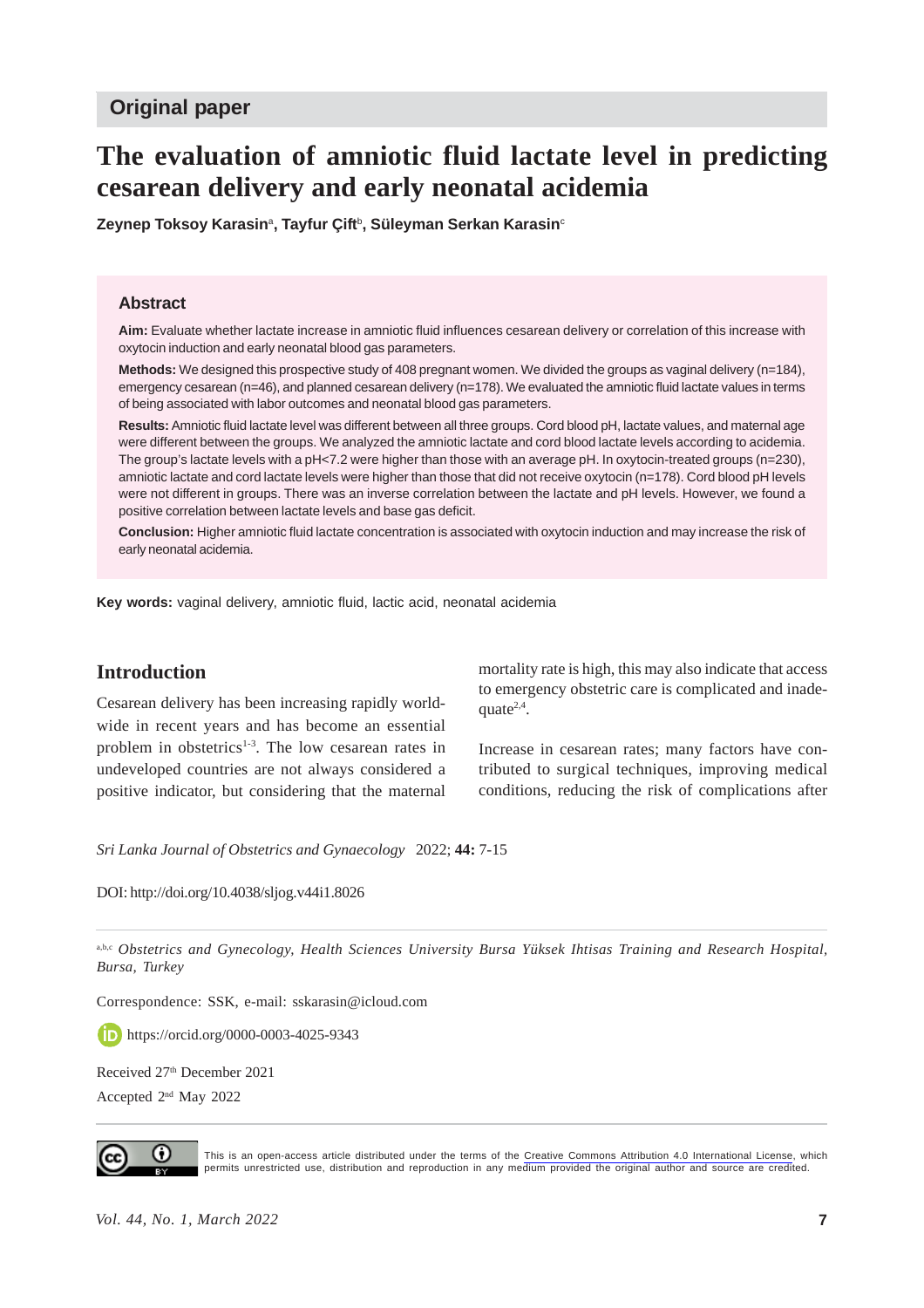**Original paper**

# The evaluation of amniotic fluid lactate level in predicting cesarean delivery and early neonatal acidemia

**Zeynep Toksoy Karasin[a], Tayfur Çift[b], Süleyman Serkan Karasin[c]**

## Abstract

**Aim:** Evaluate whether lactate increase in amniotic fluid influences cesarean delivery or correlation of this increase with oxytocin induction and early neonatal blood gas parameters.

**Methods:** We designed this prospective study of 408 pregnant women. We divided the groups as vaginal delivery (n=184), emergency cesarean (n=46), and planned cesarean delivery (n=178). We evaluated the amniotic fluid lactate values in terms of being associated with labor outcomes and neonatal blood gas parameters.

**Results:** Amniotic fluid lactate level was different between all three groups. Cord blood pH, lactate values, and maternal age were different between the groups. We analyzed the amniotic lactate and cord blood lactate levels according to acidemia. The group's lactate levels with a pH<7.2 were higher than those with an average pH. In oxytocin-treated groups (n=230), amniotic lactate and cord lactate levels were higher than those that did not receive oxytocin (n=178). Cord blood pH levels were not different in groups. There was an inverse correlation between the lactate and pH levels. However, we found a positive correlation between lactate levels and base gas deficit.

**Conclusion:** Higher amniotic fluid lactate concentration is associated with oxytocin induction and may increase the risk of early neonatal acidemia.

**Key words:** vaginal delivery, amniotic fluid, lactic acid, neonatal acidemia

## Introduction

Cesarean delivery has been increasing rapidly worldwide in recent years and has become an essential problem in obstetrics[1-3]. The low cesarean rates in undeveloped countries are not always considered a positive indicator, but considering that the maternal mortality rate is high, this may also indicate that access to emergency obstetric care is complicated and inadequate[2,4].

Increase in cesarean rates; many factors have contributed to surgical techniques, improving medical conditions, reducing the risk of complications after

*Sri Lanka Journal of Obstetrics and Gynaecology* 2022; **44:** 7-15

DOI: http://doi.org/10.4038/sljog.v44i1.8026

[a,b,c] *Obstetrics and Gynecology, Health Sciences University Bursa Yüksek Ihtisas Training and Research Hospital, Bursa, Turkey*

Correspondence: SSK, e-mail: sskarasin@icloud.com

https://orcid.org/0000-0003-4025-9343

Received 27th December 2021

Accepted 2nd May 2022

This is an open-access article distributed under the terms of the Creative Commons Attribution 4.0 International License, which permits unrestricted use, distribution and reproduction in any medium provided the original author and source are credited.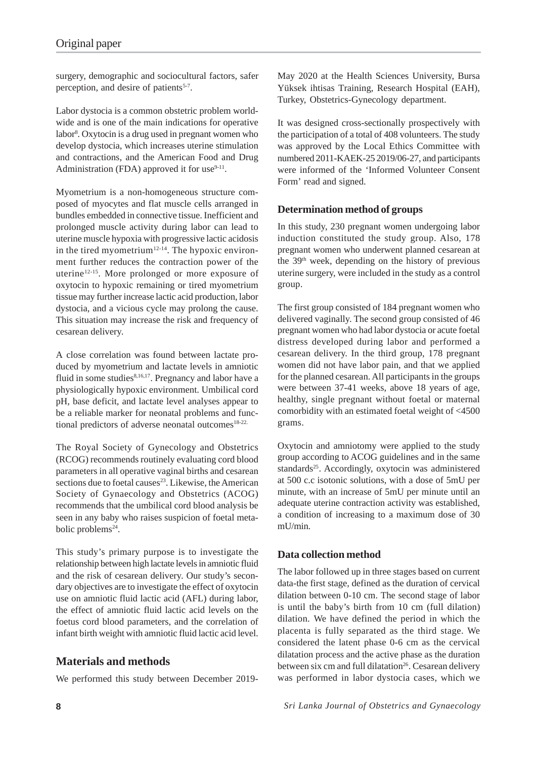surgery, demographic and sociocultural factors, safer perception, and desire of patients[5-7].

Labor dystocia is a common obstetric problem worldwide and is one of the main indications for operative labor[8]. Oxytocin is a drug used in pregnant women who develop dystocia, which increases uterine stimulation and contractions, and the American Food and Drug Administration (FDA) approved it for use[9-11].

Myometrium is a non-homogeneous structure composed of myocytes and flat muscle cells arranged in bundles embedded in connective tissue. Inefficient and prolonged muscle activity during labor can lead to uterine muscle hypoxia with progressive lactic acidosis in the tired myometrium[12-14]. The hypoxic environment further reduces the contraction power of the uterine[12-15]. More prolonged or more exposure of oxytocin to hypoxic remaining or tired myometrium tissue may further increase lactic acid production, labor dystocia, and a vicious cycle may prolong the cause. This situation may increase the risk and frequency of cesarean delivery.

A close correlation was found between lactate produced by myometrium and lactate levels in amniotic fluid in some studies[8,16,17]. Pregnancy and labor have a physiologically hypoxic environment. Umbilical cord pH, base deficit, and lactate level analyses appear to be a reliable marker for neonatal problems and functional predictors of adverse neonatal outcomes[18-22].

The Royal Society of Gynecology and Obstetrics (RCOG) recommends routinely evaluating cord blood parameters in all operative vaginal births and cesarean sections due to foetal causes[23]. Likewise, the American Society of Gynaecology and Obstetrics (ACOG) recommends that the umbilical cord blood analysis be seen in any baby who raises suspicion of foetal metabolic problems[24].

This study's primary purpose is to investigate the relationship between high lactate levels in amniotic fluid and the risk of cesarean delivery. Our study's secondary objectives are to investigate the effect of oxytocin use on amniotic fluid lactic acid (AFL) during labor, the effect of amniotic fluid lactic acid levels on the foetus cord blood parameters, and the correlation of infant birth weight with amniotic fluid lactic acid level.

## Materials and methods

We performed this study between December 2019-May 2020 at the Health Sciences University, Bursa Yüksek ihtisas Training, Research Hospital (EAH), Turkey, Obstetrics-Gynecology department.

It was designed cross-sectionally prospectively with the participation of a total of 408 volunteers. The study was approved by the Local Ethics Committee with numbered 2011-KAEK-25 2019/06-27, and participants were informed of the 'Informed Volunteer Consent Form' read and signed.

### Determination method of groups

In this study, 230 pregnant women undergoing labor induction constituted the study group. Also, 178 pregnant women who underwent planned cesarean at the 39th week, depending on the history of previous uterine surgery, were included in the study as a control group.

The first group consisted of 184 pregnant women who delivered vaginally. The second group consisted of 46 pregnant women who had labor dystocia or acute foetal distress developed during labor and performed a cesarean delivery. In the third group, 178 pregnant women did not have labor pain, and that we applied for the planned cesarean. All participants in the groups were between 37-41 weeks, above 18 years of age, healthy, single pregnant without foetal or maternal comorbidity with an estimated foetal weight of <4500 grams.

Oxytocin and amniotomy were applied to the study group according to ACOG guidelines and in the same standards[25]. Accordingly, oxytocin was administered at 500 c.c isotonic solutions, with a dose of 5mU per minute, with an increase of 5mU per minute until an adequate uterine contraction activity was established, a condition of increasing to a maximum dose of 30 mU/min.

### Data collection method

The labor followed up in three stages based on current data-the first stage, defined as the duration of cervical dilation between 0-10 cm. The second stage of labor is until the baby's birth from 10 cm (full dilation) dilation. We have defined the period in which the placenta is fully separated as the third stage. We considered the latent phase 0-6 cm as the cervical dilatation process and the active phase as the duration between six cm and full dilatation[26]. Cesarean delivery was performed in labor dystocia cases, which we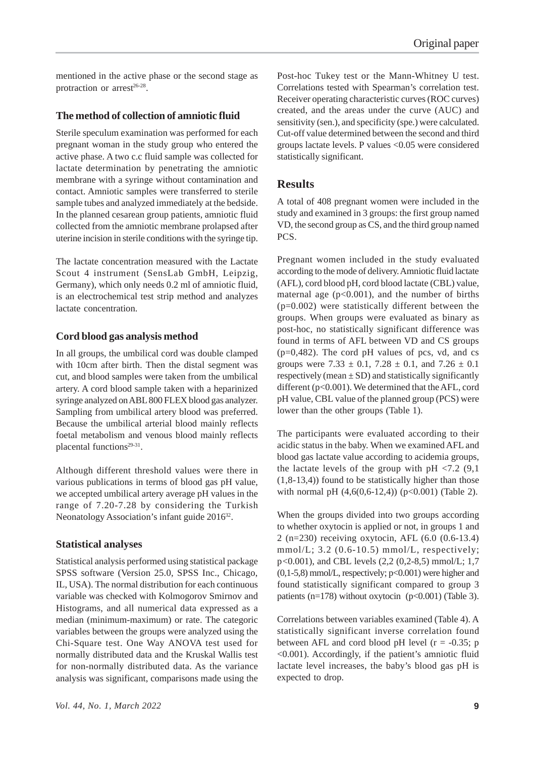mentioned in the active phase or the second stage as protraction or arrest[26-28].

### The method of collection of amniotic fluid

Sterile speculum examination was performed for each pregnant woman in the study group who entered the active phase. A two c.c fluid sample was collected for lactate determination by penetrating the amniotic membrane with a syringe without contamination and contact. Amniotic samples were transferred to sterile sample tubes and analyzed immediately at the bedside. In the planned cesarean group patients, amniotic fluid collected from the amniotic membrane prolapsed after uterine incision in sterile conditions with the syringe tip.

The lactate concentration measured with the Lactate Scout 4 instrument (SensLab GmbH, Leipzig, Germany), which only needs 0.2 ml of amniotic fluid, is an electrochemical test strip method and analyzes lactate concentration.

### Cord blood gas analysis method

In all groups, the umbilical cord was double clamped with 10cm after birth. Then the distal segment was cut, and blood samples were taken from the umbilical artery. A cord blood sample taken with a heparinized syringe analyzed on ABL 800 FLEX blood gas analyzer. Sampling from umbilical artery blood was preferred. Because the umbilical arterial blood mainly reflects foetal metabolism and venous blood mainly reflects placental functions[29-31].

Although different threshold values were there in various publications in terms of blood gas pH value, we accepted umbilical artery average pH values in the range of 7.20-7.28 by considering the Turkish Neonatology Association's infant guide 2016[32].

### Statistical analyses

Statistical analysis performed using statistical package SPSS software (Version 25.0, SPSS Inc., Chicago, IL, USA). The normal distribution for each continuous variable was checked with Kolmogorov Smirnov and Histograms, and all numerical data expressed as a median (minimum-maximum) or rate. The categoric variables between the groups were analyzed using the Chi-Square test. One Way ANOVA test used for normally distributed data and the Kruskal Wallis test for non-normally distributed data. As the variance analysis was significant, comparisons made using the Post-hoc Tukey test or the Mann-Whitney U test. Correlations tested with Spearman's correlation test. Receiver operating characteristic curves (ROC curves) created, and the areas under the curve (AUC) and sensitivity (sen.), and specificity (spe.) were calculated. Cut-off value determined between the second and third groups lactate levels. P values <0.05 were considered statistically significant.

## Results

A total of 408 pregnant women were included in the study and examined in 3 groups: the first group named VD, the second group as CS, and the third group named PCS.

Pregnant women included in the study evaluated according to the mode of delivery. Amniotic fluid lactate (AFL), cord blood pH, cord blood lactate (CBL) value, maternal age ($p<0.001$), and the number of births ($p=0.002$) were statistically different between the groups. When groups were evaluated as binary as post-hoc, no statistically significant difference was found in terms of AFL between VD and CS groups ($p=0,482$). The cord pH values of pcs, vd, and cs groups were $7.33 \pm 0.1$, $7.28 \pm 0.1$, and $7.26 \pm 0.1$ respectively (mean ± SD) and statistically significantly different ($p<0.001$). We determined that the AFL, cord pH value, CBL value of the planned group (PCS) were lower than the other groups (Table 1).

The participants were evaluated according to their acidic status in the baby. When we examined AFL and blood gas lactate value according to acidemia groups, the lactate levels of the group with pH <7.2 (9,1 (1,8-13,4)) found to be statistically higher than those with normal pH (4,6(0,6-12,4)) ($p<0.001$) (Table 2).

When the groups divided into two groups according to whether oxytocin is applied or not, in groups 1 and 2 (n=230) receiving oxytocin, AFL (6.0 (0.6-13.4) mmol/L; 3.2 (0.6-10.5) mmol/L, respectively; $p<0.001$), and CBL levels (2,2 (0,2-8,5) mmol/L; 1,7 (0,1-5,8) mmol/L, respectively; $p<0.001$) were higher and found statistically significant compared to group 3 patients (n=178) without oxytocin ($p<0.001$) (Table 3).

Correlations between variables examined (Table 4). A statistically significant inverse correlation found between AFL and cord blood pH level ($r = -0.35$; $p<0.001$). Accordingly, if the patient's amniotic fluid lactate level increases, the baby's blood gas pH is expected to drop.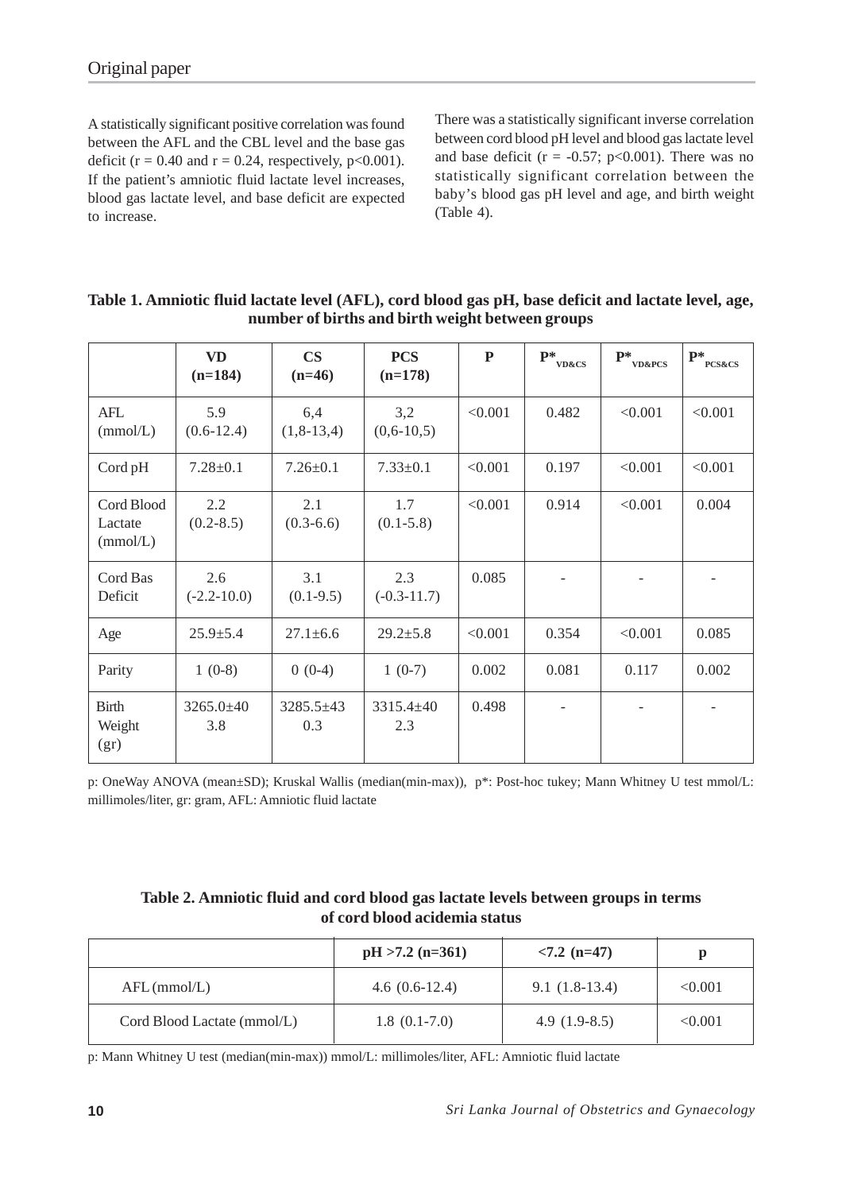A statistically significant positive correlation was found between the AFL and the CBL level and the base gas deficit ($r = 0.40$ and $r = 0.24$, respectively, $p<0.001$). If the patient's amniotic fluid lactate level increases, blood gas lactate level, and base deficit are expected to increase.

There was a statistically significant inverse correlation between cord blood pH level and blood gas lactate level and base deficit ($r = -0.57$; $p<0.001$). There was no statistically significant correlation between the baby's blood gas pH level and age, and birth weight (Table 4).

**Table 1. Amniotic fluid lactate level (AFL), cord blood gas pH, base deficit and lactate level, age, number of births and birth weight between groups**

| | VD (n=184) | CS (n=46) | PCS (n=178) | P | $P^*_{VD\&CS}$ | $P^*_{VD\&PCS}$ | $P^*_{PCS\&CS}$ |
|---|---|---|---|---|---|---|---|
| AFL (mmol/L) | 5.9 (0.6-12.4) | 6,4 (1,8-13,4) | 3,2 (0,6-10,5) | <0.001 | 0.482 | <0.001 | <0.001 |
| Cord pH | 7.28±0.1 | 7.26±0.1 | 7.33±0.1 | <0.001 | 0.197 | <0.001 | <0.001 |
| Cord Blood Lactate (mmol/L) | 2.2 (0.2-8.5) | 2.1 (0.3-6.6) | 1.7 (0.1-5.8) | <0.001 | 0.914 | <0.001 | 0.004 |
| Cord Bas Deficit | 2.6 (-2.2-10.0) | 3.1 (0.1-9.5) | 2.3 (-0.3-11.7) | 0.085 | - | - | - |
| Age | 25.9±5.4 | 27.1±6.6 | 29.2±5.8 | <0.001 | 0.354 | <0.001 | 0.085 |
| Parity | 1 (0-8) | 0 (0-4) | 1 (0-7) | 0.002 | 0.081 | 0.117 | 0.002 |
| Birth Weight (gr) | 3265.0±40 3.8 | 3285.5±43 0.3 | 3315.4±40 2.3 | 0.498 | - | - | - |

p: OneWay ANOVA (mean±SD); Kruskal Wallis (median(min-max)), p*: Post-hoc tukey; Mann Whitney U test mmol/L: millimoles/liter, gr: gram, AFL: Amniotic fluid lactate

**Table 2. Amniotic fluid and cord blood gas lactate levels between groups in terms of cord blood acidemia status**

| | pH >7.2 (n=361) | <7.2 (n=47) | p |
|---|---|---|---|
| AFL (mmol/L) | 4.6 (0.6-12.4) | 9.1 (1.8-13.4) | <0.001 |
| Cord Blood Lactate (mmol/L) | 1.8 (0.1-7.0) | 4.9 (1.9-8.5) | <0.001 |

p: Mann Whitney U test (median(min-max)) mmol/L: millimoles/liter, AFL: Amniotic fluid lactate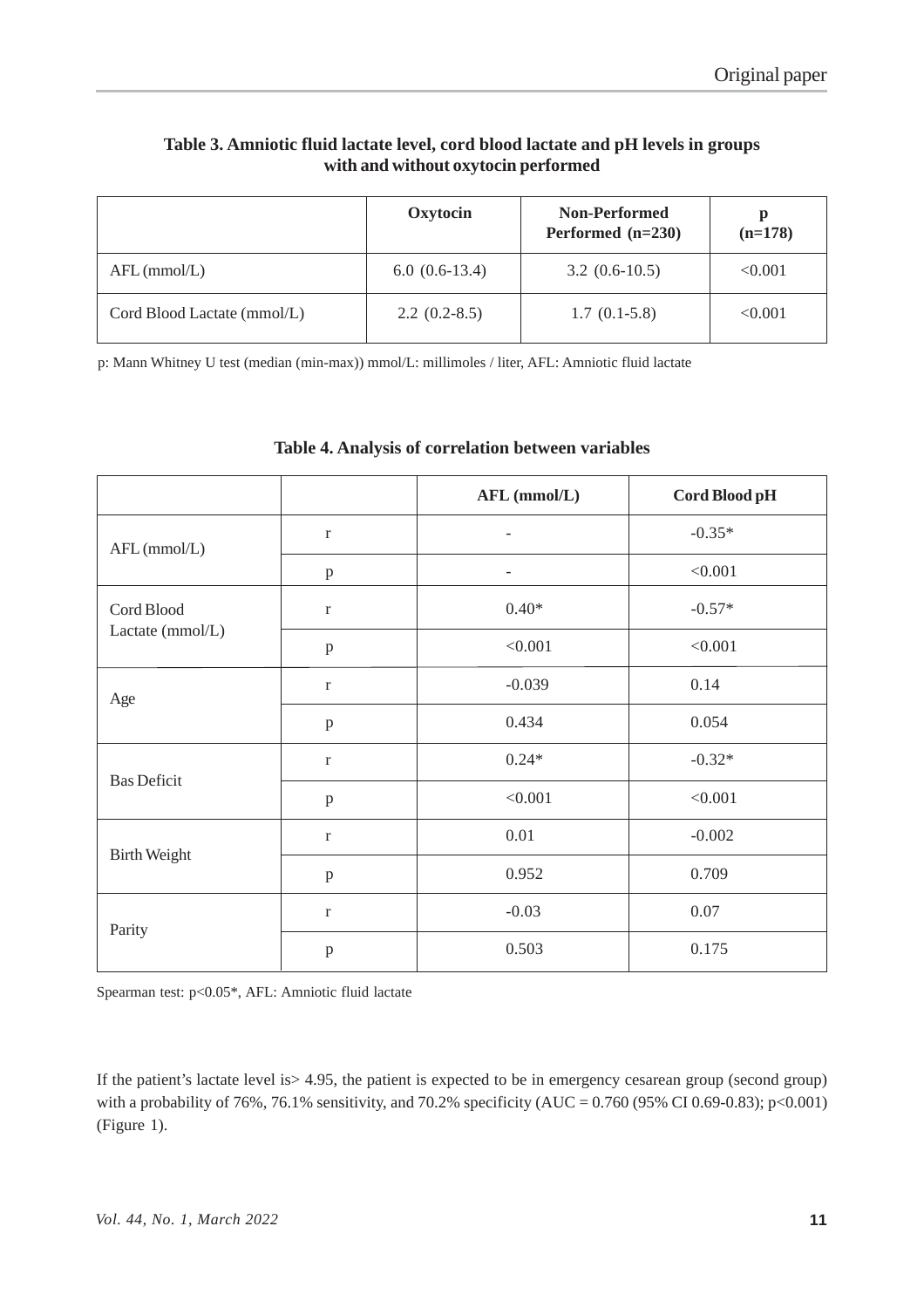**Table 3. Amniotic fluid lactate level, cord blood lactate and pH levels in groups with and without oxytocin performed**

| | Oxytocin | Non-Performed Performed (n=230) | p (n=178) |
|---|---|---|---|
| AFL (mmol/L) | 6.0 (0.6-13.4) | 3.2 (0.6-10.5) | <0.001 |
| Cord Blood Lactate (mmol/L) | 2.2 (0.2-8.5) | 1.7 (0.1-5.8) | <0.001 |

p: Mann Whitney U test (median (min-max)) mmol/L: millimoles / liter, AFL: Amniotic fluid lactate

**Table 4. Analysis of correlation between variables**

| | | AFL (mmol/L) | Cord Blood pH |
|---|---|---|---|
| AFL (mmol/L) | r | - | -0.35* |
| | p | - | <0.001 |
| Cord Blood Lactate (mmol/L) | r | 0.40* | -0.57* |
| | p | <0.001 | <0.001 |
| Age | r | -0.039 | 0.14 |
| | p | 0.434 | 0.054 |
| Bas Deficit | r | 0.24* | -0.32* |
| | p | <0.001 | <0.001 |
| Birth Weight | r | 0.01 | -0.002 |
| | p | 0.952 | 0.709 |
| Parity | r | -0.03 | 0.07 |
| | p | 0.503 | 0.175 |

Spearman test: p<0.05*, AFL: Amniotic fluid lactate

If the patient's lactate level is> 4.95, the patient is expected to be in emergency cesarean group (second group) with a probability of 76%, 76.1% sensitivity, and 70.2% specificity (AUC = 0.760 (95% CI 0.69-0.83); p<0.001) (Figure 1).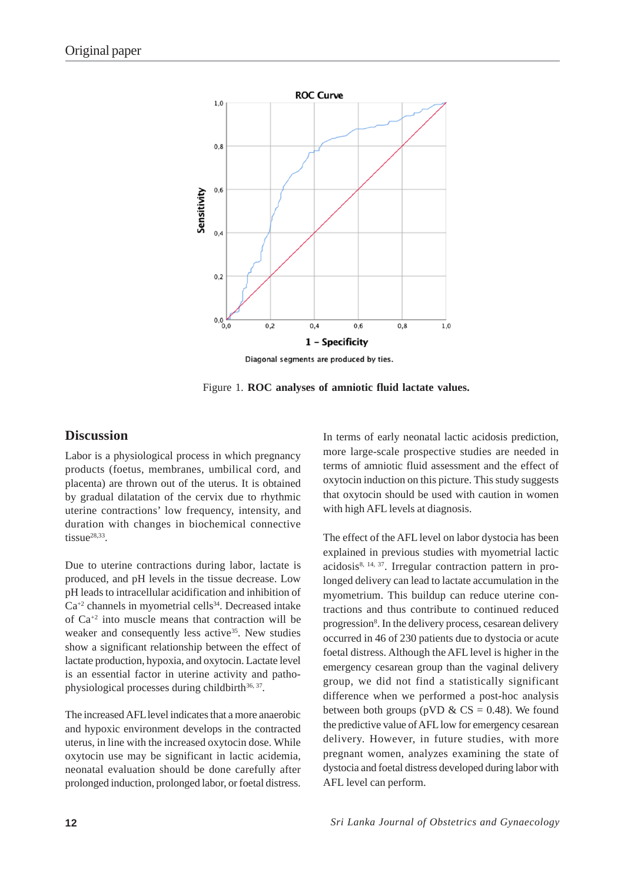Figure 1. **ROC analyses of amniotic fluid lactate values.**

## Discussion

Labor is a physiological process in which pregnancy products (foetus, membranes, umbilical cord, and placenta) are thrown out of the uterus. It is obtained by gradual dilatation of the cervix due to rhythmic uterine contractions' low frequency, intensity, and duration with changes in biochemical connective tissue[28,33].

Due to uterine contractions during labor, lactate is produced, and pH levels in the tissue decrease. Low pH leads to intracellular acidification and inhibition of $Ca^{+2}$ channels in myometrial cells[34]. Decreased intake of $Ca^{+2}$ into muscle means that contraction will be weaker and consequently less active[35]. New studies show a significant relationship between the effect of lactate production, hypoxia, and oxytocin. Lactate level is an essential factor in uterine activity and pathophysiological processes during childbirth[36, 37].

The increased AFL level indicates that a more anaerobic and hypoxic environment develops in the contracted uterus, in line with the increased oxytocin dose. While oxytocin use may be significant in lactic acidemia, neonatal evaluation should be done carefully after prolonged induction, prolonged labor, or foetal distress.

In terms of early neonatal lactic acidosis prediction, more large-scale prospective studies are needed in terms of amniotic fluid assessment and the effect of oxytocin induction on this picture. This study suggests that oxytocin should be used with caution in women with high AFL levels at diagnosis.

The effect of the AFL level on labor dystocia has been explained in previous studies with myometrial lactic acidosis[8, 14, 37]. Irregular contraction pattern in prolonged delivery can lead to lactate accumulation in the myometrium. This buildup can reduce uterine contractions and thus contribute to continued reduced progression[8]. In the delivery process, cesarean delivery occurred in 46 of 230 patients due to dystocia or acute foetal distress. Although the AFL level is higher in the emergency cesarean group than the vaginal delivery group, we did not find a statistically significant difference when we performed a post-hoc analysis between both groups (pVD & CS = 0.48). We found the predictive value of AFL low for emergency cesarean delivery. However, in future studies, with more pregnant women, analyzes examining the state of dystocia and foetal distress developed during labor with AFL level can perform.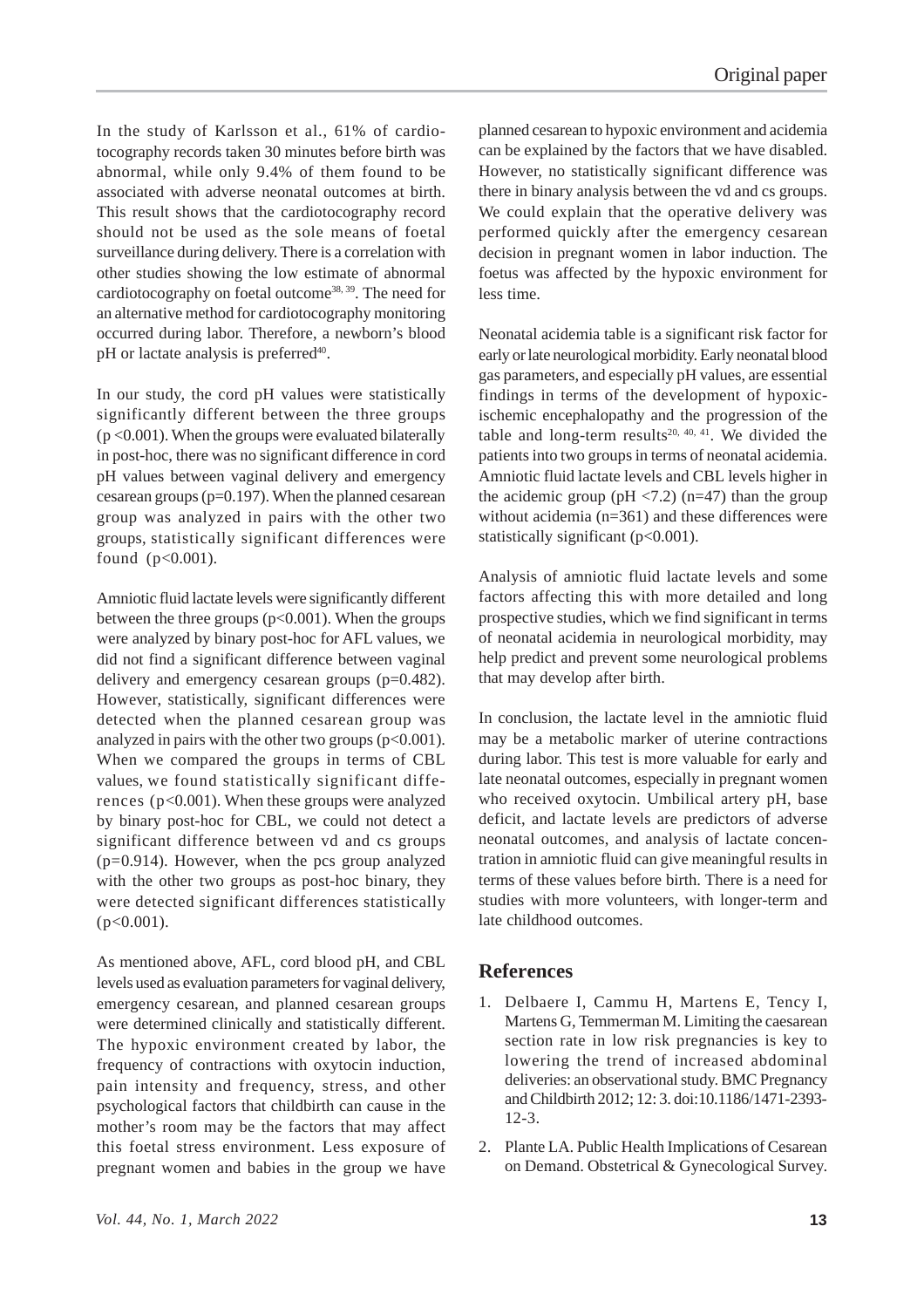In the study of Karlsson et al., 61% of cardiotocography records taken 30 minutes before birth was abnormal, while only 9.4% of them found to be associated with adverse neonatal outcomes at birth. This result shows that the cardiotocography record should not be used as the sole means of foetal surveillance during delivery. There is a correlation with other studies showing the low estimate of abnormal cardiotocography on foetal outcome[38, 39]. The need for an alternative method for cardiotocography monitoring occurred during labor. Therefore, a newborn's blood pH or lactate analysis is preferred[40].

In our study, the cord pH values were statistically significantly different between the three groups ($p < 0.001$). When the groups were evaluated bilaterally in post-hoc, there was no significant difference in cord pH values between vaginal delivery and emergency cesarean groups ($p = 0.197$). When the planned cesarean group was analyzed in pairs with the other two groups, statistically significant differences were found ($p < 0.001$).

Amniotic fluid lactate levels were significantly different between the three groups ($p < 0.001$). When the groups were analyzed by binary post-hoc for AFL values, we did not find a significant difference between vaginal delivery and emergency cesarean groups ($p = 0.482$). However, statistically, significant differences were detected when the planned cesarean group was analyzed in pairs with the other two groups ($p < 0.001$). When we compared the groups in terms of CBL values, we found statistically significant differences ($p < 0.001$). When these groups were analyzed by binary post-hoc for CBL, we could not detect a significant difference between vd and cs groups ($p = 0.914$). However, when the pcs group analyzed with the other two groups as post-hoc binary, they were detected significant differences statistically ($p < 0.001$).

As mentioned above, AFL, cord blood pH, and CBL levels used as evaluation parameters for vaginal delivery, emergency cesarean, and planned cesarean groups were determined clinically and statistically different. The hypoxic environment created by labor, the frequency of contractions with oxytocin induction, pain intensity and frequency, stress, and other psychological factors that childbirth can cause in the mother's room may be the factors that may affect this foetal stress environment. Less exposure of pregnant women and babies in the group we have planned cesarean to hypoxic environment and acidemia can be explained by the factors that we have disabled. However, no statistically significant difference was there in binary analysis between the vd and cs groups. We could explain that the operative delivery was performed quickly after the emergency cesarean decision in pregnant women in labor induction. The foetus was affected by the hypoxic environment for less time.

Neonatal acidemia table is a significant risk factor for early or late neurological morbidity. Early neonatal blood gas parameters, and especially pH values, are essential findings in terms of the development of hypoxic-ischemic encephalopathy and the progression of the table and long-term results[20, 40, 41]. We divided the patients into two groups in terms of neonatal acidemia. Amniotic fluid lactate levels and CBL levels higher in the acidemic group ($pH < 7.2$) ($n = 47$) than the group without acidemia ($n = 361$) and these differences were statistically significant ($p < 0.001$).

Analysis of amniotic fluid lactate levels and some factors affecting this with more detailed and long prospective studies, which we find significant in terms of neonatal acidemia in neurological morbidity, may help predict and prevent some neurological problems that may develop after birth.

In conclusion, the lactate level in the amniotic fluid may be a metabolic marker of uterine contractions during labor. This test is more valuable for early and late neonatal outcomes, especially in pregnant women who received oxytocin. Umbilical artery pH, base deficit, and lactate levels are predictors of adverse neonatal outcomes, and analysis of lactate concentration in amniotic fluid can give meaningful results in terms of these values before birth. There is a need for studies with more volunteers, with longer-term and late childhood outcomes.

## References

1. Delbaere I, Cammu H, Martens E, Tency I, Martens G, Temmerman M. Limiting the caesarean section rate in low risk pregnancies is key to lowering the trend of increased abdominal deliveries: an observational study. BMC Pregnancy and Childbirth 2012; 12: 3. doi:10.1186/1471-2393-12-3.
2. Plante LA. Public Health Implications of Cesarean on Demand. Obstetrical & Gynecological Survey.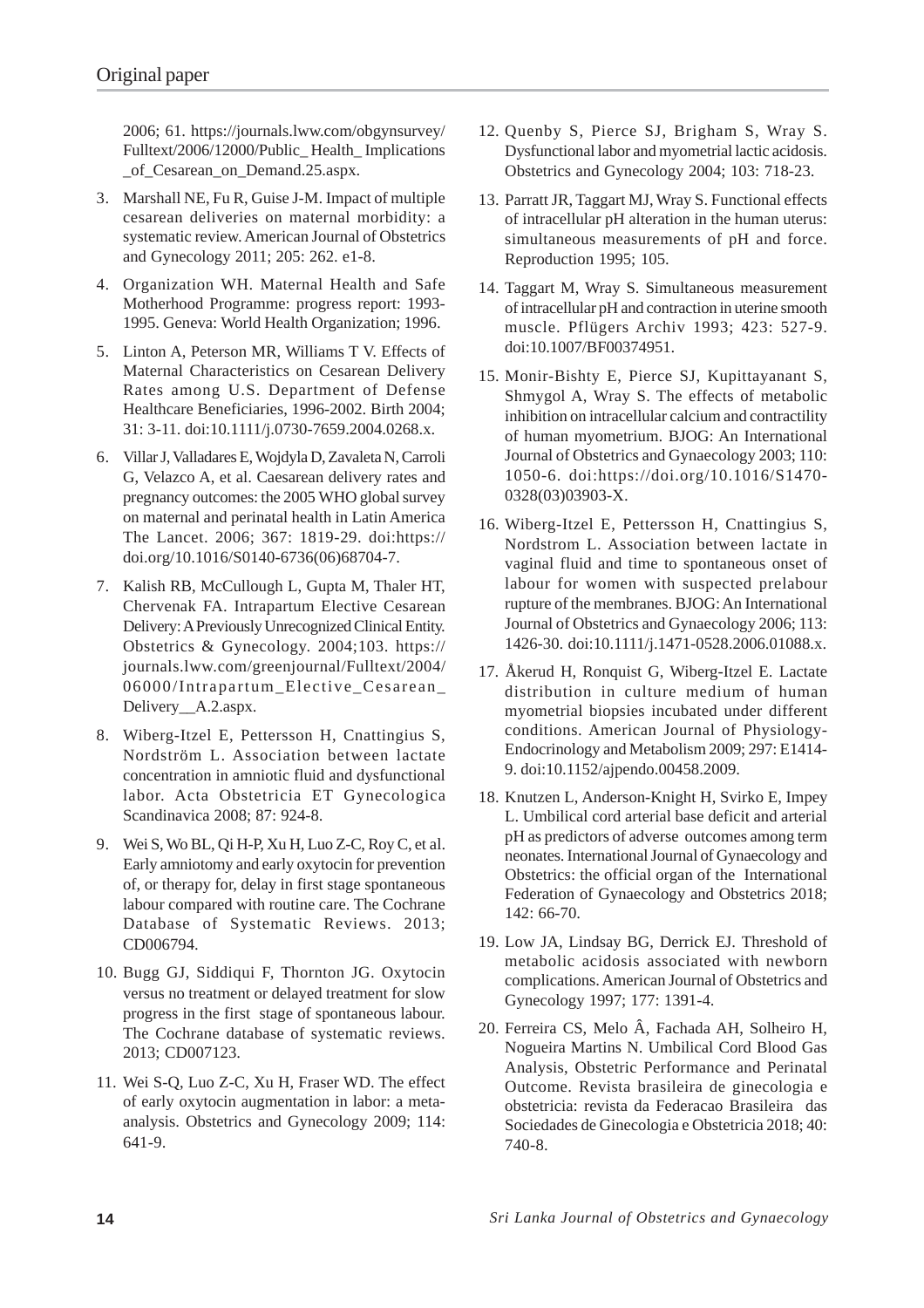2006; 61. https://journals.lww.com/obgynsurvey/Fulltext/2006/12000/Public_Health_Implications_of_Cesarean_on_Demand.25.aspx.

3. Marshall NE, Fu R, Guise J-M. Impact of multiple cesarean deliveries on maternal morbidity: a systematic review. American Journal of Obstetrics and Gynecology 2011; 205: 262. e1-8.

4. Organization WH. Maternal Health and Safe Motherhood Programme: progress report: 1993-1995. Geneva: World Health Organization; 1996.

5. Linton A, Peterson MR, Williams T V. Effects of Maternal Characteristics on Cesarean Delivery Rates among U.S. Department of Defense Healthcare Beneficiaries, 1996-2002. Birth 2004; 31: 3-11. doi:10.1111/j.0730-7659.2004.0268.x.

6. Villar J, Valladares E, Wojdyla D, Zavaleta N, Carroli G, Velazco A, et al. Caesarean delivery rates and pregnancy outcomes: the 2005 WHO global survey on maternal and perinatal health in Latin America The Lancet. 2006; 367: 1819-29. doi:https://doi.org/10.1016/S0140-6736(06)68704-7.

7. Kalish RB, McCullough L, Gupta M, Thaler HT, Chervenak FA. Intrapartum Elective Cesarean Delivery: A Previously Unrecognized Clinical Entity. Obstetrics & Gynecology. 2004;103. https://journals.lww.com/greenjournal/Fulltext/2004/06000/Intrapartum_Elective_Cesarean_Delivery__A.2.aspx.

8. Wiberg-Itzel E, Pettersson H, Cnattingius S, Nordström L. Association between lactate concentration in amniotic fluid and dysfunctional labor. Acta Obstetricia ET Gynecologica Scandinavica 2008; 87: 924-8.

9. Wei S, Wo BL, Qi H-P, Xu H, Luo Z-C, Roy C, et al. Early amniotomy and early oxytocin for prevention of, or therapy for, delay in first stage spontaneous labour compared with routine care. The Cochrane Database of Systematic Reviews. 2013; CD006794.

10. Bugg GJ, Siddiqui F, Thornton JG. Oxytocin versus no treatment or delayed treatment for slow progress in the first stage of spontaneous labour. The Cochrane database of systematic reviews. 2013; CD007123.

11. Wei S-Q, Luo Z-C, Xu H, Fraser WD. The effect of early oxytocin augmentation in labor: a meta-analysis. Obstetrics and Gynecology 2009; 114: 641-9.

12. Quenby S, Pierce SJ, Brigham S, Wray S. Dysfunctional labor and myometrial lactic acidosis. Obstetrics and Gynecology 2004; 103: 718-23.

13. Parratt JR, Taggart MJ, Wray S. Functional effects of intracellular pH alteration in the human uterus: simultaneous measurements of pH and force. Reproduction 1995; 105.

14. Taggart M, Wray S. Simultaneous measurement of intracellular pH and contraction in uterine smooth muscle. Pflügers Archiv 1993; 423: 527-9. doi:10.1007/BF00374951.

15. Monir-Bishty E, Pierce SJ, Kupittayanant S, Shmygol A, Wray S. The effects of metabolic inhibition on intracellular calcium and contractility of human myometrium. BJOG: An International Journal of Obstetrics and Gynaecology 2003; 110: 1050-6. doi:https://doi.org/10.1016/S1470-0328(03)03903-X.

16. Wiberg-Itzel E, Pettersson H, Cnattingius S, Nordstrom L. Association between lactate in vaginal fluid and time to spontaneous onset of labour for women with suspected prelabour rupture of the membranes. BJOG: An International Journal of Obstetrics and Gynaecology 2006; 113: 1426-30. doi:10.1111/j.1471-0528.2006.01088.x.

17. Åkerud H, Ronquist G, Wiberg-Itzel E. Lactate distribution in culture medium of human myometrial biopsies incubated under different conditions. American Journal of Physiology-Endocrinology and Metabolism 2009; 297: E1414-9. doi:10.1152/ajpendo.00458.2009.

18. Knutzen L, Anderson-Knight H, Svirko E, Impey L. Umbilical cord arterial base deficit and arterial pH as predictors of adverse outcomes among term neonates. International Journal of Gynaecology and Obstetrics: the official organ of the International Federation of Gynaecology and Obstetrics 2018; 142: 66-70.

19. Low JA, Lindsay BG, Derrick EJ. Threshold of metabolic acidosis associated with newborn complications. American Journal of Obstetrics and Gynecology 1997; 177: 1391-4.

20. Ferreira CS, Melo Â, Fachada AH, Solheiro H, Nogueira Martins N. Umbilical Cord Blood Gas Analysis, Obstetric Performance and Perinatal Outcome. Revista brasileira de ginecologia e obstetricia: revista da Federacao Brasileira das Sociedades de Ginecologia e Obstetricia 2018; 40: 740-8.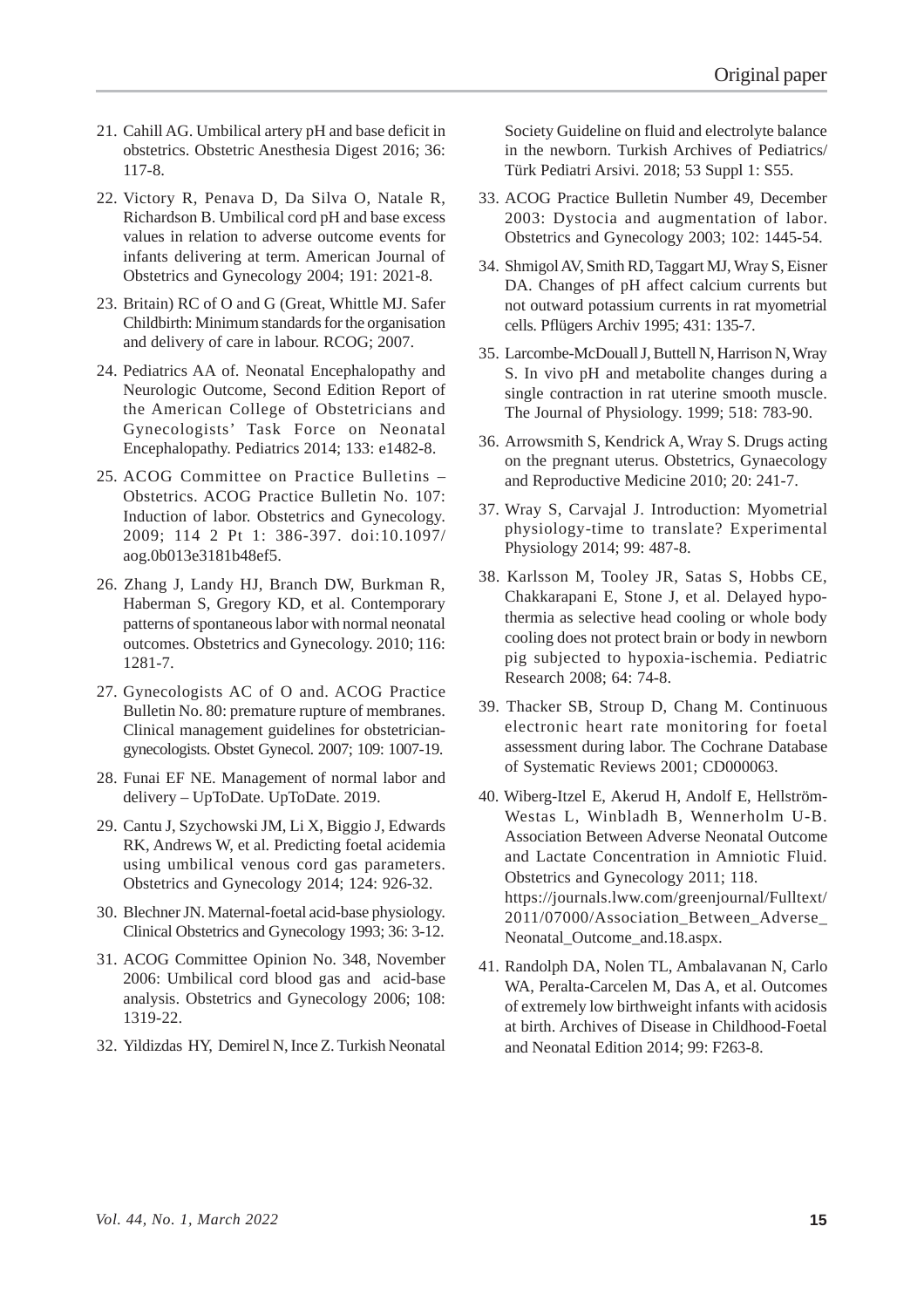21. Cahill AG. Umbilical artery pH and base deficit in obstetrics. Obstetric Anesthesia Digest 2016; 36: 117-8.
22. Victory R, Penava D, Da Silva O, Natale R, Richardson B. Umbilical cord pH and base excess values in relation to adverse outcome events for infants delivering at term. American Journal of Obstetrics and Gynecology 2004; 191: 2021-8.
23. Britain) RC of O and G (Great, Whittle MJ. Safer Childbirth: Minimum standards for the organisation and delivery of care in labour. RCOG; 2007.
24. Pediatrics AA of. Neonatal Encephalopathy and Neurologic Outcome, Second Edition Report of the American College of Obstetricians and Gynecologists' Task Force on Neonatal Encephalopathy. Pediatrics 2014; 133: e1482-8.
25. ACOG Committee on Practice Bulletins – Obstetrics. ACOG Practice Bulletin No. 107: Induction of labor. Obstetrics and Gynecology. 2009; 114 2 Pt 1: 386-397. doi:10.1097/aog.0b013e3181b48ef5.
26. Zhang J, Landy HJ, Branch DW, Burkman R, Haberman S, Gregory KD, et al. Contemporary patterns of spontaneous labor with normal neonatal outcomes. Obstetrics and Gynecology. 2010; 116: 1281-7.
27. Gynecologists AC of O and. ACOG Practice Bulletin No. 80: premature rupture of membranes. Clinical management guidelines for obstetrician-gynecologists. Obstet Gynecol. 2007; 109: 1007-19.
28. Funai EF NE. Management of normal labor and delivery – UpToDate. UpToDate. 2019.
29. Cantu J, Szychowski JM, Li X, Biggio J, Edwards RK, Andrews W, et al. Predicting foetal acidemia using umbilical venous cord gas parameters. Obstetrics and Gynecology 2014; 124: 926-32.
30. Blechner JN. Maternal-foetal acid-base physiology. Clinical Obstetrics and Gynecology 1993; 36: 3-12.
31. ACOG Committee Opinion No. 348, November 2006: Umbilical cord blood gas and acid-base analysis. Obstetrics and Gynecology 2006; 108: 1319-22.
32. Yildizdas HY, Demirel N, Ince Z. Turkish Neonatal Society Guideline on fluid and electrolyte balance in the newborn. Turkish Archives of Pediatrics/ Türk Pediatri Arsivi. 2018; 53 Suppl 1: S55.
33. ACOG Practice Bulletin Number 49, December 2003: Dystocia and augmentation of labor. Obstetrics and Gynecology 2003; 102: 1445-54.
34. Shmigol AV, Smith RD, Taggart MJ, Wray S, Eisner DA. Changes of pH affect calcium currents but not outward potassium currents in rat myometrial cells. Pflügers Archiv 1995; 431: 135-7.
35. Larcombe-McDouall J, Buttell N, Harrison N, Wray S. In vivo pH and metabolite changes during a single contraction in rat uterine smooth muscle. The Journal of Physiology. 1999; 518: 783-90.
36. Arrowsmith S, Kendrick A, Wray S. Drugs acting on the pregnant uterus. Obstetrics, Gynaecology and Reproductive Medicine 2010; 20: 241-7.
37. Wray S, Carvajal J. Introduction: Myometrial physiology-time to translate? Experimental Physiology 2014; 99: 487-8.
38. Karlsson M, Tooley JR, Satas S, Hobbs CE, Chakkarapani E, Stone J, et al. Delayed hypothermia as selective head cooling or whole body cooling does not protect brain or body in newborn pig subjected to hypoxia-ischemia. Pediatric Research 2008; 64: 74-8.
39. Thacker SB, Stroup D, Chang M. Continuous electronic heart rate monitoring for foetal assessment during labor. The Cochrane Database of Systematic Reviews 2001; CD000063.
40. Wiberg-Itzel E, Akerud H, Andolf E, Hellström-Westas L, Winbladh B, Wennerholm U-B. Association Between Adverse Neonatal Outcome and Lactate Concentration in Amniotic Fluid. Obstetrics and Gynecology 2011; 118. https://journals.lww.com/greenjournal/Fulltext/2011/07000/Association_Between_Adverse_Neonatal_Outcome_and.18.aspx.
41. Randolph DA, Nolen TL, Ambalavanan N, Carlo WA, Peralta-Carcelen M, Das A, et al. Outcomes of extremely low birthweight infants with acidosis at birth. Archives of Disease in Childhood-Foetal and Neonatal Edition 2014; 99: F263-8.